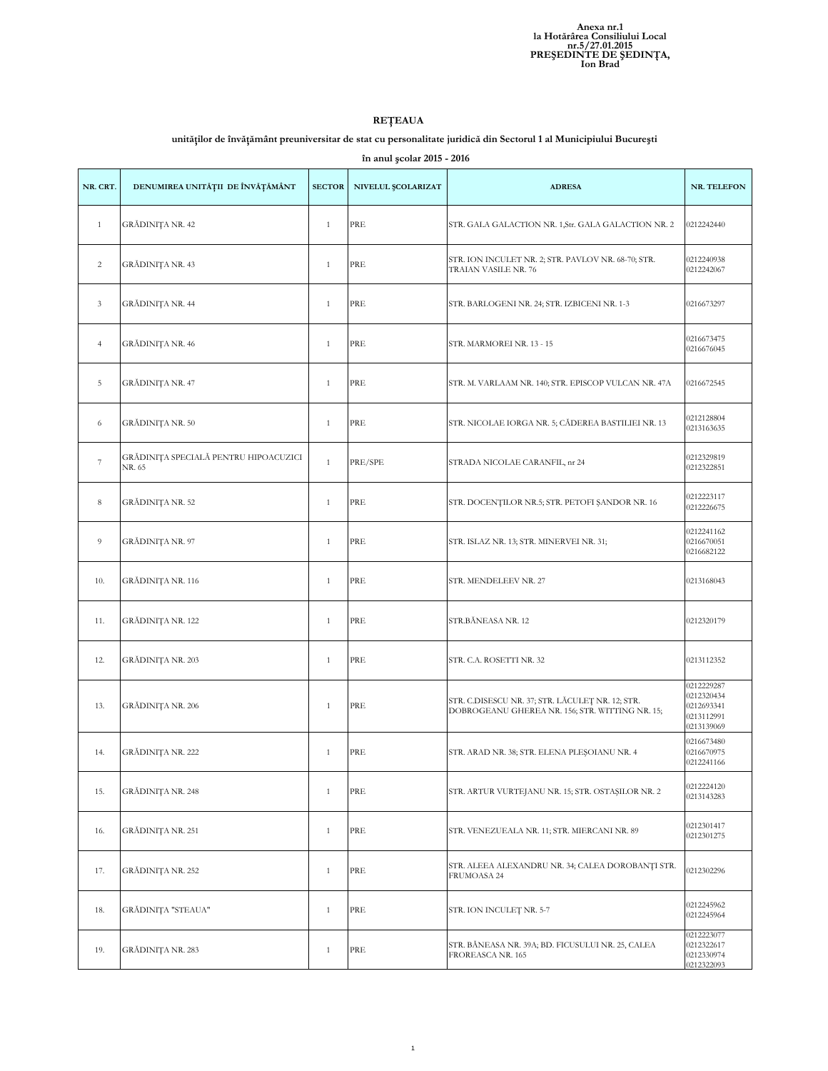**Anexa nr.1**
**la Hotărârea Consiliului Local**
**nr.5/27.01.2015**
**PREŞEDINTE DE ŞEDINŢA,**
**Ion Brad**

# REŢEAUA

## unităţilor de învăţământ preuniversitar de stat cu personalitate juridică din Sectorul 1 al Municipiului Bucureşti

## în anul şcolar 2015 - 2016

| NR. CRT. | DENUMIREA UNITĂŢII DE ÎNVĂŢĂMÂNT | SECTOR | NIVELUL ŞCOLARIZAT | ADRESA | NR. TELEFON |
|---|---|---|---|---|---|
| 1 | GRĂDINIŢA NR. 42 | 1 | PRE | STR. GALA GALACTION NR. 1,Str. GALA GALACTION NR. 2 | 0212242440 |
| 2 | GRĂDINIŢA NR. 43 | 1 | PRE | STR. ION INCULEŢ NR. 2; STR. PAVLOV NR. 68-70; STR. TRAIAN VASILE NR. 76 | 0212240938 0212242067 |
| 3 | GRĂDINIŢA NR. 44 | 1 | PRE | STR. BARLOGENI NR. 24; STR. IZBICENI NR. 1-3 | 0216673297 |
| 4 | GRĂDINIŢA NR. 46 | 1 | PRE | STR. MARMOREI NR. 13 - 15 | 0216673475 0216676045 |
| 5 | GRĂDINIŢA NR. 47 | 1 | PRE | STR. M. VARLAAM NR. 140; STR. EPISCOP VULCAN NR. 47A | 0216672545 |
| 6 | GRĂDINIŢA NR. 50 | 1 | PRE | STR. NICOLAE IORGA NR. 5; CĂDEREA BASTILIEI NR. 13 | 0212128804 0213163635 |
| 7 | GRĂDINIŢA SPECIALĂ PENTRU HIPOACUZICI NR. 65 | 1 | PRE/SPE | STRADA NICOLAE CARANFIL, nr 24 | 0212329819 0212322851 |
| 8 | GRĂDINIŢA NR. 52 | 1 | PRE | STR. DOCENŢILOR NR.5; STR. PETOFI ŞANDOR NR. 16 | 0212223117 0212226675 |
| 9 | GRĂDINIŢA NR. 97 | 1 | PRE | STR. ISLAZ NR. 13; STR. MINERVEI NR. 31; | 0212241162 0216670051 0216682122 |
| 10. | GRĂDINIŢA NR. 116 | 1 | PRE | STR. MENDELEEV NR. 27 | 0213168043 |
| 11. | GRĂDINIŢA NR. 122 | 1 | PRE | STR.BĂNEASA NR. 12 | 0212320179 |
| 12. | GRĂDINIŢA NR. 203 | 1 | PRE | STR. C.A. ROSETTI NR. 32 | 0213112352 |
| 13. | GRĂDINIŢA NR. 206 | 1 | PRE | STR. C.DISESCU NR. 37; STR. LĂCULEŢ NR. 12; STR. DOBROGEANU GHEREA NR. 156; STR. WITTING NR. 15; | 0212229287 0212320434 0212693341 0213112991 0213139069 |
| 14. | GRĂDINIŢA NR. 222 | 1 | PRE | STR. ARAD NR. 38; STR. ELENA PLEŞOIANU NR. 4 | 0216673480 0216670975 0212241166 |
| 15. | GRĂDINIŢA NR. 248 | 1 | PRE | STR. ARTUR VURTEJANU NR. 15; STR. OSTAŞILOR NR. 2 | 0212224120 0213143283 |
| 16. | GRĂDINIŢA NR. 251 | 1 | PRE | STR. VENEZUEALA NR. 11; STR. MIERCANI NR. 89 | 0212301417 0212301275 |
| 17. | GRĂDINIŢA NR. 252 | 1 | PRE | STR. ALEEA ALEXANDRU NR. 34; CALEA DOROBANŢI STR. FRUMOASA 24 | 0212302296 |
| 18. | GRĂDINIŢA "STEAUA" | 1 | PRE | STR. ION INCULEŢ NR. 5-7 | 0212245962 0212245964 |
| 19. | GRĂDINIŢA NR. 283 | 1 | PRE | STR. BĂNEASA NR. 39A; BD. FICUSULUI NR. 25, CALEA FROREASCA NR. 165 | 0212223077 0212322617 0212330974 0212322093 |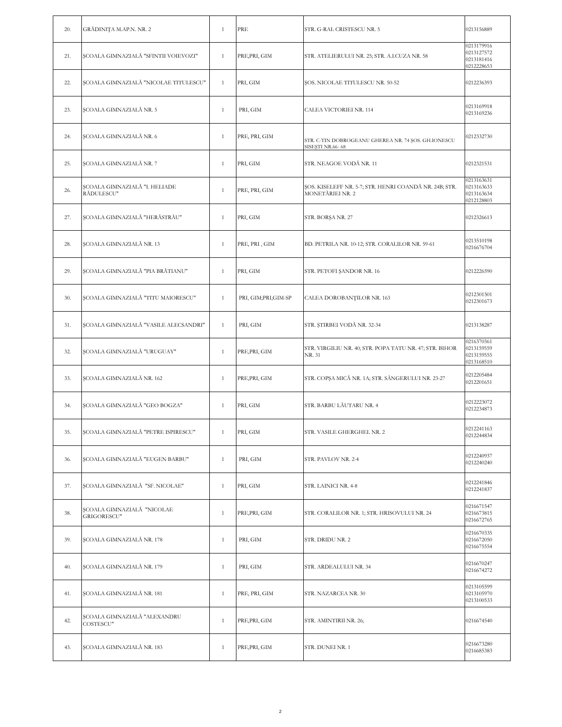| | | | | | |
|---|---|---|---|---|---|
| 20. | GRĂDINIŢA M.AP.N. NR. 2 | 1 | PRE | STR. G-RAL CRISTESCU NR. 5 | 0213156889 |
| 21. | ŞCOALA GIMNAZIALĂ "SFINTII VOIEVOZI" | 1 | PRE,PRI, GIM | STR. ATELIERULUI NR. 25; STR. A.I.CUZA NR. 58 | 0213179916 0213127572 0213181416 0212228653 |
| 22. | ŞCOALA GIMNAZIALĂ "NICOLAE TITULESCU" | 1 | PRI, GIM | ŞOS. NICOLAE TITULESCU NR. 50-52 | 0212236393 |
| 23. | ŞCOALA GIMNAZIALĂ NR. 5 | 1 | PRI, GIM | CALEA VICTORIEI NR. 114 | 0213169918 0213169236 |
| 24. | ŞCOALA GIMNAZIALĂ NR. 6 | 1 | PRE, PRI, GIM | STR. C-TIN DOBROGEANU GHEREA NR. 74 ŞOS. GH.IONESCU SISEŞTI NR.66- 68 | 0212332730 |
| 25. | ŞCOALA GIMNAZIALĂ NR. 7 | 1 | PRI, GIM | STR. NEAGOE VODĂ NR. 11 | 0212321531 |
| 26. | ŞCOALA GIMNAZIALĂ "I. HELIADE RĂDULESCU" | 1 | PRE, PRI, GIM | ŞOS. KISELEFF NR. 5-7; STR. HENRI COANDĂ NR. 24B; STR. MONETĂRIEI NR. 2 | 0213163631 0213163633 0213163634 0212128803 |
| 27. | ŞCOALA GIMNAZIALĂ "HERĂSTRĂU" | 1 | PRI, GIM | STR. BORŞA NR. 27 | 0212326613 |
| 28. | ŞCOALA GIMNAZIALĂ NR. 13 | 1 | PRE, PRI , GIM | BD. PETRILA NR. 10-12; STR. CORALILOR NR. 59-61 | 0213510198 0216676704 |
| 29. | ŞCOALA GIMNAZIALĂ "PIA BRĂTIANU" | 1 | PRI, GIM | STR. PETOFI ŞANDOR NR. 16 | 0212226590 |
| 30. | ŞCOALA GIMNAZIALĂ "TITU MAIORESCU" | 1 | PRI, GIM;PRI,GIM-SP | CALEA DOROBANŢILOR NR. 163 | 0212301501 0212301673 |
| 31. | ŞCOALA GIMNAZIALĂ "VASILE ALECSANDRI" | 1 | PRI, GIM | STR. ŞTIRBEI VODĂ NR. 32-34 | 0213138287 |
| 32. | ŞCOALA GIMNAZIALĂ "URUGUAY" | 1 | PRE,PRI, GIM | STR. VIRGILIU NR. 40; STR. POPA TATU NR. 47; STR. BIHOR NR. 31 | 0216370361 0213159559 0213159555 0213168510 |
| 33. | ŞCOALA GIMNAZIALĂ NR. 162 | 1 | PRE,PRI, GIM | STR. COPŞA MICĂ NR. 1A; STR. SÂNGERULUI NR. 23-27 | 0212205484 0212201651 |
| 34. | ŞCOALA GIMNAZIALĂ "GEO BOGZA" | 1 | PRI, GIM | STR. BARBU LĂUTARU NR. 4 | 0212223072 0212234873 |
| 35. | ŞCOALA GIMNAZIALĂ "PETRE ISPIRESCU" | 1 | PRI, GIM | STR. VASILE GHERGHEL NR. 2 | 0212241163 0212244834 |
| 36. | ŞCOALA GIMNAZIALĂ "EUGEN BARBU" | 1 | PRI, GIM | STR. PAVLOV NR. 2-4 | 0212240937 0212240240 |
| 37. | ŞCOALA GIMNAZIALĂ "SF. NICOLAE" | 1 | PRI, GIM | STR. LAINICI NR. 4-8 | 0212241846 0212241837 |
| 38. | ŞCOALA GIMNAZIALĂ "NICOLAE GRIGORESCU" | 1 | PRE,PRI, GIM | STR. CORALILOR NR. 1; STR. HRISOVULUI NR. 24 | 0216671547 0216673815 0216672765 |
| 39. | ŞCOALA GIMNAZIALĂ NR. 178 | 1 | PRI, GIM | STR. DRIDU NR. 2 | 0216670335 0216672050 0216675554 |
| 40. | ŞCOALA GIMNAZIALĂ NR. 179 | 1 | PRI, GIM | STR. ARDEALULUI NR. 34 | 0216670247 0216674272 |
| 41. | ŞCOALA GIMNAZIALĂ NR. 181 | 1 | PRE, PRI, GIM | STR. NAZARCEA NR. 30 | 0213105599 0213105970 0213100533 |
| 42. | ŞCOALA GIMNAZIALĂ "ALEXANDRU COSTESCU" | 1 | PRE,PRI, GIM | STR. AMINTIRII NR. 26; | 0216674540 |
| 43. | ŞCOALA GIMNAZIALĂ NR. 183 | 1 | PRE,PRI, GIM | STR. DUNEI NR. 1 | 0216673280 0216685383 |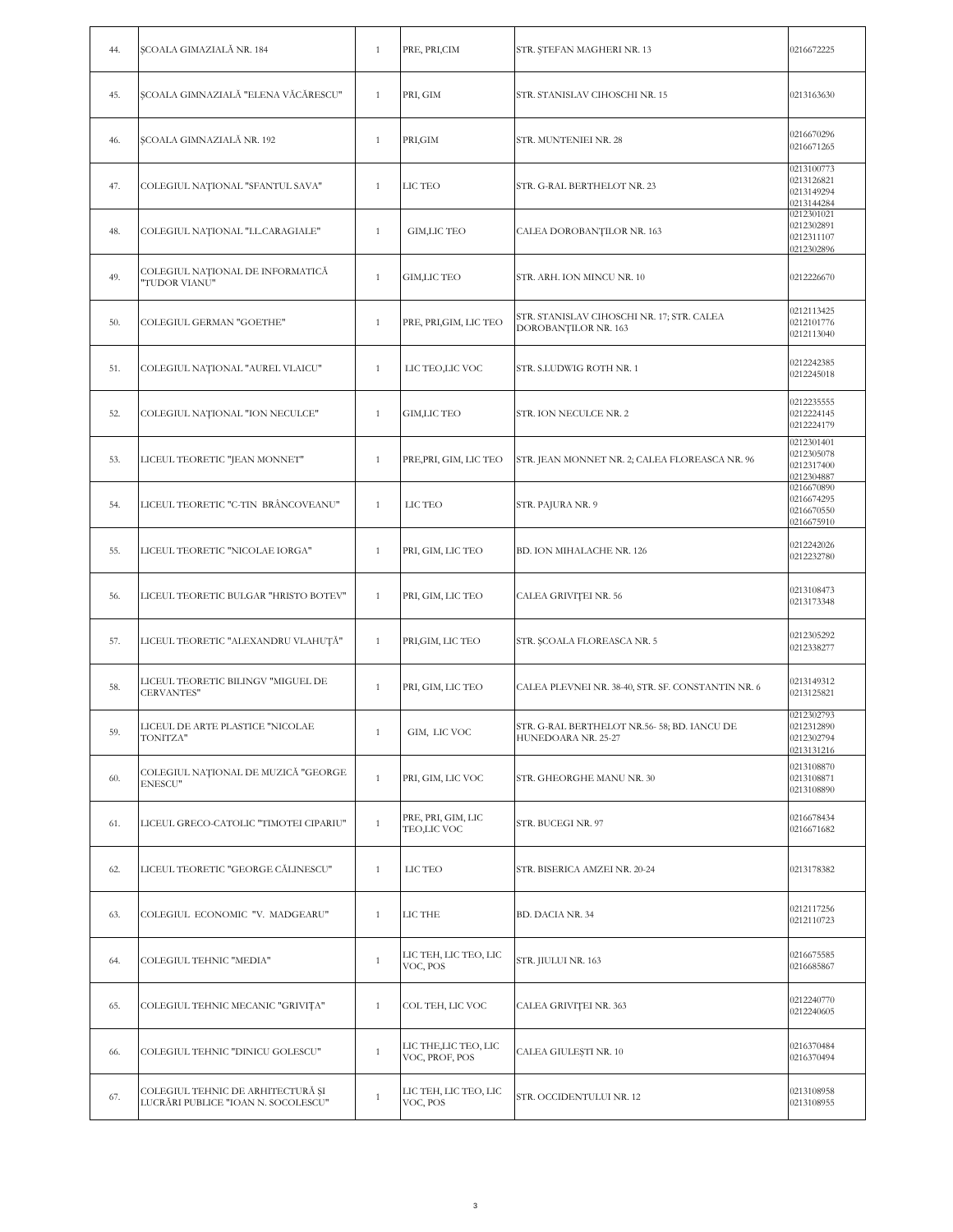| | | | | | |
|---|---|---|---|---|---|
| 44. | ŞCOALA GIMAZIALĂ NR. 184 | 1 | PRE, PRI,CIM | STR. ŞTEFAN MAGHERI NR. 13 | 0216672225 |
| 45. | ŞCOALA GIMNAZIALĂ "ELENA VĂCĂRESCU" | 1 | PRI, GIM | STR. STANISLAV CIHOSCHI NR. 15 | 0213163630 |
| 46. | ŞCOALA GIMNAZIALĂ NR. 192 | 1 | PRI,GIM | STR. MUNTENIEI NR. 28 | 0216670296 0216671265 |
| 47. | COLEGIUL NAŢIONAL "SFANTUL SAVA" | 1 | LIC TEO | STR. G-RAL BERTHELOT NR. 23 | 0213100773 0213126821 0213149294 0213144284 |
| 48. | COLEGIUL NAŢIONAL "I.L.CARAGIALE" | 1 | GIM,LIC TEO | CALEA DOROBANŢILOR NR. 163 | 0212301021 0212302891 0212311107 0212302896 |
| 49. | COLEGIUL NAŢIONAL DE INFORMATICĂ "TUDOR VIANU" | 1 | GIM,LIC TEO | STR. ARH. ION MINCU NR. 10 | 0212226670 |
| 50. | COLEGIUL GERMAN "GOETHE" | 1 | PRE, PRI,GIM, LIC TEO | STR. STANISLAV CIHOSCHI NR. 17; STR. CALEA DOROBANŢILOR NR. 163 | 0212113425 0212101776 0212113040 |
| 51. | COLEGIUL NAŢIONAL "AUREL VLAICU" | 1 | LIC TEO,LIC VOC | STR. S.LUDWIG ROTH NR. 1 | 0212242385 0212245018 |
| 52. | COLEGIUL NAŢIONAL "ION NECULCE" | 1 | GIM,LIC TEO | STR. ION NECULCE NR. 2 | 0212235555 0212224145 0212224179 |
| 53. | LICEUL TEORETIC "JEAN MONNET" | 1 | PRE,PRI, GIM, LIC TEO | STR. JEAN MONNET NR. 2; CALEA FLOREASCA NR. 96 | 0212301401 0212305078 0212317400 0212304887 |
| 54. | LICEUL TEORETIC "C-TIN BRÂNCOVEANU" | 1 | LIC TEO | STR. PAJURA NR. 9 | 0216670890 0216674295 0216670550 0216675910 |
| 55. | LICEUL TEORETIC "NICOLAE IORGA" | 1 | PRI, GIM, LIC TEO | BD. ION MIHALACHE NR. 126 | 0212242026 0212232780 |
| 56. | LICEUL TEORETIC BULGAR "HRISTO BOTEV" | 1 | PRI, GIM, LIC TEO | CALEA GRIVIŢEI NR. 56 | 0213108473 0213173348 |
| 57. | LICEUL TEORETIC "ALEXANDRU VLAHUŢĂ" | 1 | PRI,GIM, LIC TEO | STR. ŞCOALA FLOREASCA NR. 5 | 0212305292 0212338277 |
| 58. | LICEUL TEORETIC BILINGV "MIGUEL DE CERVANTES" | 1 | PRI, GIM, LIC TEO | CALEA PLEVNEI NR. 38-40, STR. SF. CONSTANTIN NR. 6 | 0213149312 0213125821 |
| 59. | LICEUL DE ARTE PLASTICE "NICOLAE TONITZA" | 1 | GIM, LIC VOC | STR. G-RAL BERTHELOT NR.56- 58; BD. IANCU DE HUNEDOARA NR. 25-27 | 0212302793 0212312890 0212302794 0213131216 |
| 60. | COLEGIUL NAŢIONAL DE MUZICĂ "GEORGE ENESCU" | 1 | PRI, GIM, LIC VOC | STR. GHEORGHE MANU NR. 30 | 0213108870 0213108871 0213108890 |
| 61. | LICEUL GRECO-CATOLIC "TIMOTEI CIPARIU" | 1 | PRE, PRI, GIM, LIC TEO,LIC VOC | STR. BUCEGI NR. 97 | 0216678434 0216671682 |
| 62. | LICEUL TEORETIC "GEORGE CĂLINESCU" | 1 | LIC TEO | STR. BISERICA AMZEI NR. 20-24 | 0213178382 |
| 63. | COLEGIUL ECONOMIC "V. MADGEARU" | 1 | LIC THE | BD. DACIA NR. 34 | 0212117256 0212110723 |
| 64. | COLEGIUL TEHNIC "MEDIA" | 1 | LIC TEH, LIC TEO, LIC VOC, POS | STR. JIULUI NR. 163 | 0216675585 0216685867 |
| 65. | COLEGIUL TEHNIC MECANIC "GRIVIŢA" | 1 | COL TEH, LIC VOC | CALEA GRIVIŢEI NR. 363 | 0212240770 0212240605 |
| 66. | COLEGIUL TEHNIC "DINICU GOLESCU" | 1 | LIC THE,LIC TEO, LIC VOC, PROF, POS | CALEA GIULEŞTI NR. 10 | 0216370484 0216370494 |
| 67. | COLEGIUL TEHNIC DE ARHITECTURĂ ŞI LUCRĂRI PUBLICE "IOAN N. SOCOLESCU" | 1 | LIC TEH, LIC TEO, LIC VOC, POS | STR. OCCIDENTULUI NR. 12 | 0213108958 0213108955 |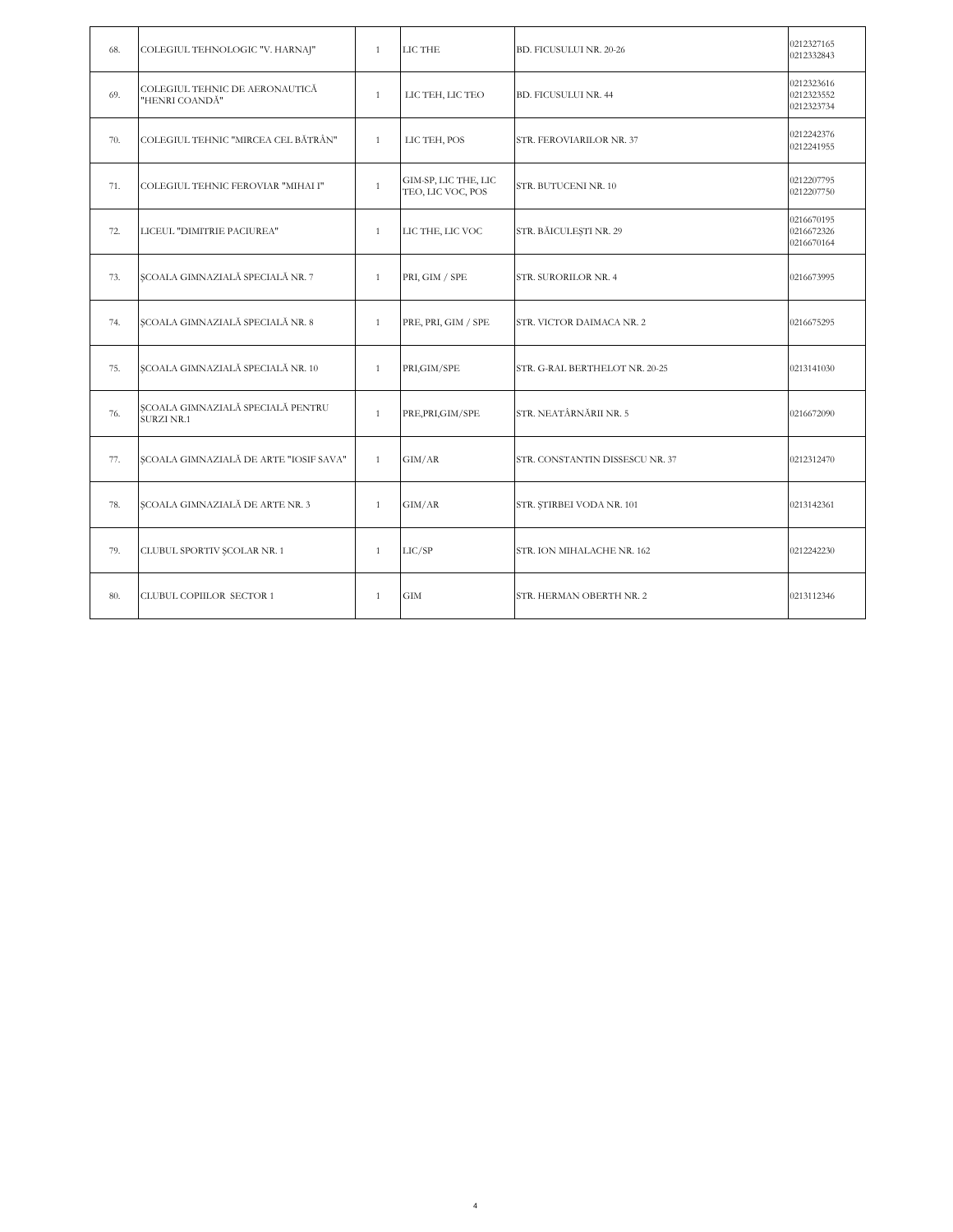| | | | | | |
|---|---|---|---|---|---|
| 68. | COLEGIUL TEHNOLOGIC "V. HARNAJ" | 1 | LIC THE | BD. FICUSULUI NR. 20-26 | 0212327165<br>0212332843 |
| 69. | COLEGIUL TEHNIC DE AERONAUTICĂ "HENRI COANDĂ" | 1 | LIC TEH, LIC TEO | BD. FICUSULUI NR. 44 | 0212323616<br>0212323552<br>0212323734 |
| 70. | COLEGIUL TEHNIC "MIRCEA CEL BĂTRÂN" | 1 | LIC TEH, POS | STR. FEROVIARILOR NR. 37 | 0212242376<br>0212241955 |
| 71. | COLEGIUL TEHNIC FEROVIAR "MIHAI I" | 1 | GIM-SP, LIC THE, LIC TEO, LIC VOC, POS | STR. BUTUCENI NR. 10 | 0212207795<br>0212207750 |
| 72. | LICEUL "DIMITRIE PACIUREA" | 1 | LIC THE, LIC VOC | STR. BĂICULEȘTI NR. 29 | 0216670195<br>0216672326<br>0216670164 |
| 73. | ȘCOALA GIMNAZIALĂ SPECIALĂ NR. 7 | 1 | PRI, GIM / SPE | STR. SURORILOR NR. 4 | 0216673995 |
| 74. | ȘCOALA GIMNAZIALĂ SPECIALĂ NR. 8 | 1 | PRE, PRI, GIM / SPE | STR. VICTOR DAIMACA NR. 2 | 0216675295 |
| 75. | ȘCOALA GIMNAZIALĂ SPECIALĂ NR. 10 | 1 | PRI,GIM/SPE | STR. G-RAL BERTHELOT NR. 20-25 | 0213141030 |
| 76. | ȘCOALA GIMNAZIALĂ SPECIALĂ PENTRU SURZI NR.1 | 1 | PRE,PRI,GIM/SPE | STR. NEATÂRNĂRII NR. 5 | 0216672090 |
| 77. | ȘCOALA GIMNAZIALĂ DE ARTE "IOSIF SAVA" | 1 | GIM/AR | STR. CONSTANTIN DISSESCU NR. 37 | 0212312470 |
| 78. | ȘCOALA GIMNAZIALĂ DE ARTE NR. 3 | 1 | GIM/AR | STR. ȘTIRBEI VODA NR. 101 | 0213142361 |
| 79. | CLUBUL SPORTIV ȘCOLAR NR. 1 | 1 | LIC/SP | STR. ION MIHALACHE NR. 162 | 0212242230 |
| 80. | CLUBUL COPIILOR SECTOR 1 | 1 | GIM | STR. HERMAN OBERTH NR. 2 | 0213112346 |